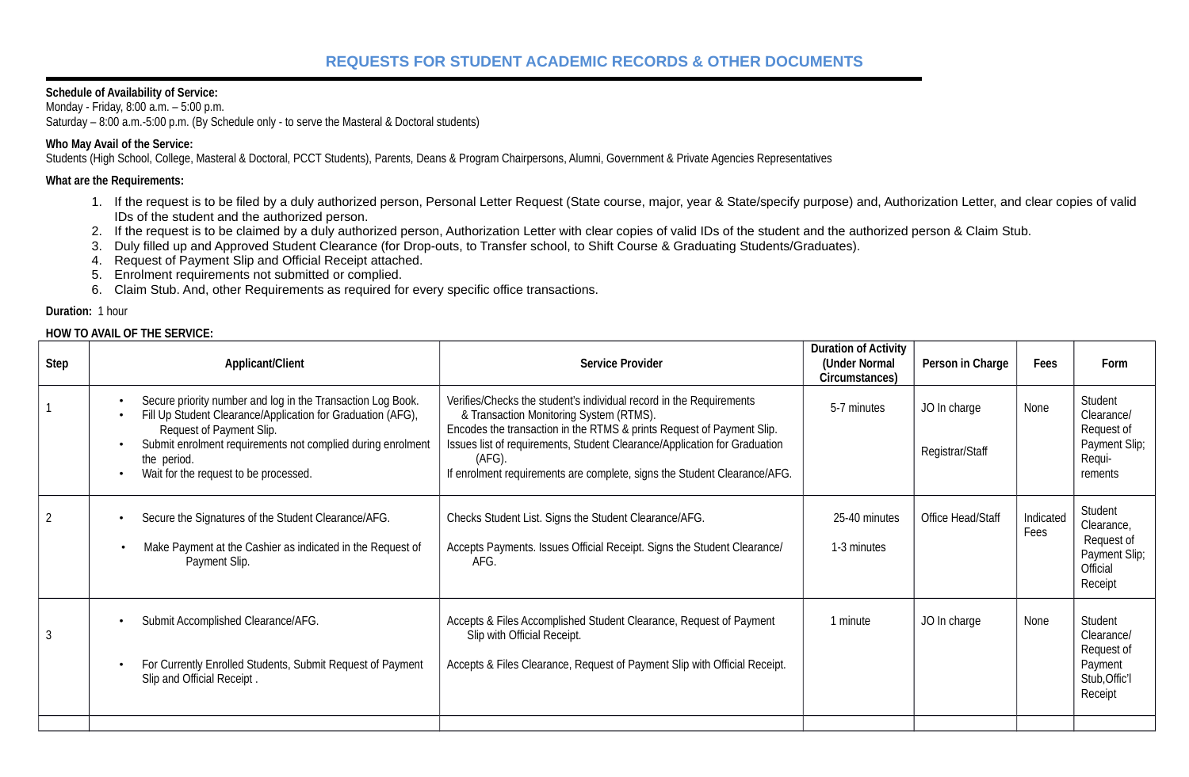# REQUESTS FOR STUDENT ACADEMIC RECORDS & OTHER DOCUMENTS

**Schedule of Availability of Service:**
Monday - Friday, 8:00 a.m. – 5:00 p.m.
Saturday – 8:00 a.m.-5:00 p.m. (By Schedule only - to serve the Masteral & Doctoral students)

**Who May Avail of the Service:**
Students (High School, College, Masteral & Doctoral, PCCT Students), Parents, Deans & Program Chairpersons, Alumni, Government & Private Agencies Representatives

**What are the Requirements:**

1. If the request is to be filed by a duly authorized person, Personal Letter Request (State course, major, year & State/specify purpose) and, Authorization Letter, and clear copies of valid IDs of the student and the authorized person.
2. If the request is to be claimed by a duly authorized person, Authorization Letter with clear copies of valid IDs of the student and the authorized person & Claim Stub.
3. Duly filled up and Approved Student Clearance (for Drop-outs, to Transfer school, to Shift Course & Graduating Students/Graduates).
4. Request of Payment Slip and Official Receipt attached.
5. Enrolment requirements not submitted or complied.
6. Claim Stub. And, other Requirements as required for every specific office transactions.

**Duration:** 1 hour

**HOW TO AVAIL OF THE SERVICE:**

| Step | Applicant/Client | Service Provider | Duration of Activity (Under Normal Circumstances) | Person in Charge | Fees | Form |
|---|---|---|---|---|---|---|
| 1 | • Secure priority number and log in the Transaction Log Book.<br>• Fill Up Student Clearance/Application for Graduation (AFG), Request of Payment Slip.<br>• Submit enrolment requirements not complied during enrolment the period.<br>• Wait for the request to be processed. | Verifies/Checks the student's individual record in the Requirements & Transaction Monitoring System (RTMS).<br>Encodes the transaction in the RTMS & prints Request of Payment Slip.<br>Issues list of requirements, Student Clearance/Application for Graduation (AFG).<br>If enrolment requirements are complete, signs the Student Clearance/AFG. | 5-7 minutes | JO In charge<br><br>Registrar/Staff | None | Student Clearance/ Request of Payment Slip; Requi-rements |
| 2 | • Secure the Signatures of the Student Clearance/AFG.<br><br>• Make Payment at the Cashier as indicated in the Request of Payment Slip. | Checks Student List. Signs the Student Clearance/AFG.<br><br>Accepts Payments. Issues Official Receipt. Signs the Student Clearance/ AFG. | 25-40 minutes<br><br>1-3 minutes | Office Head/Staff | Indicated Fees | Student Clearance, Request of Payment Slip; Official Receipt |
| 3 | • Submit Accomplished Clearance/AFG.<br><br>• For Currently Enrolled Students, Submit Request of Payment Slip and Official Receipt . | Accepts & Files Accomplished Student Clearance, Request of Payment Slip with Official Receipt.<br><br>Accepts & Files Clearance, Request of Payment Slip with Official Receipt. | 1 minute | JO In charge | None | Student Clearance/ Request of Payment Stub,Offic'l Receipt |
| | | | | | | |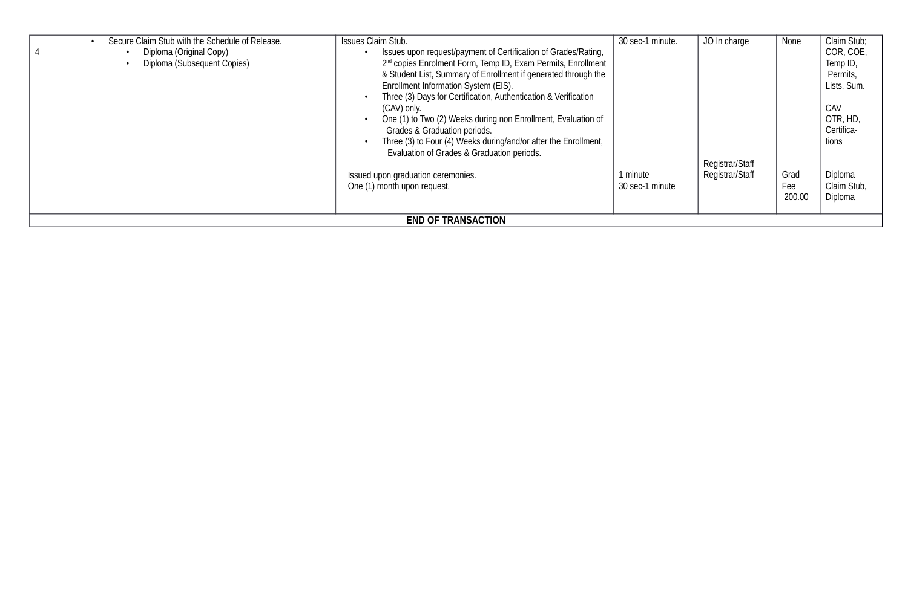| | | | | | | |
|---|---|---|---|---|---|---|
| 4 | • Secure Claim Stub with the Schedule of Release.<br>• Diploma (Original Copy)<br>• Diploma (Subsequent Copies) | Issues Claim Stub.<br>• Issues upon request/payment of Certification of Grades/Rating, 2nd copies Enrolment Form, Temp ID, Exam Permits, Enrollment & Student List, Summary of Enrollment if generated through the Enrollment Information System (EIS).<br>• Three (3) Days for Certification, Authentication & Verification (CAV) only.<br>• One (1) to Two (2) Weeks during non Enrollment, Evaluation of Grades & Graduation periods.<br>• Three (3) to Four (4) Weeks during/and/or after the Enrollment, Evaluation of Grades & Graduation periods.<br><br>Issued upon graduation ceremonies.<br>One (1) month upon request. | 30 sec-1 minute.<br><br>1 minute<br>30 sec-1 minute | JO In charge<br><br>Registrar/Staff<br>Registrar/Staff | None<br><br>Grad Fee 200.00 | Claim Stub; COR, COE, Temp ID, Permits, Lists, Sum.<br><br>CAV<br>OTR, HD, Certifica-tions<br><br>Diploma<br>Claim Stub, Diploma |
| **END OF TRANSACTION** | | | | | | |